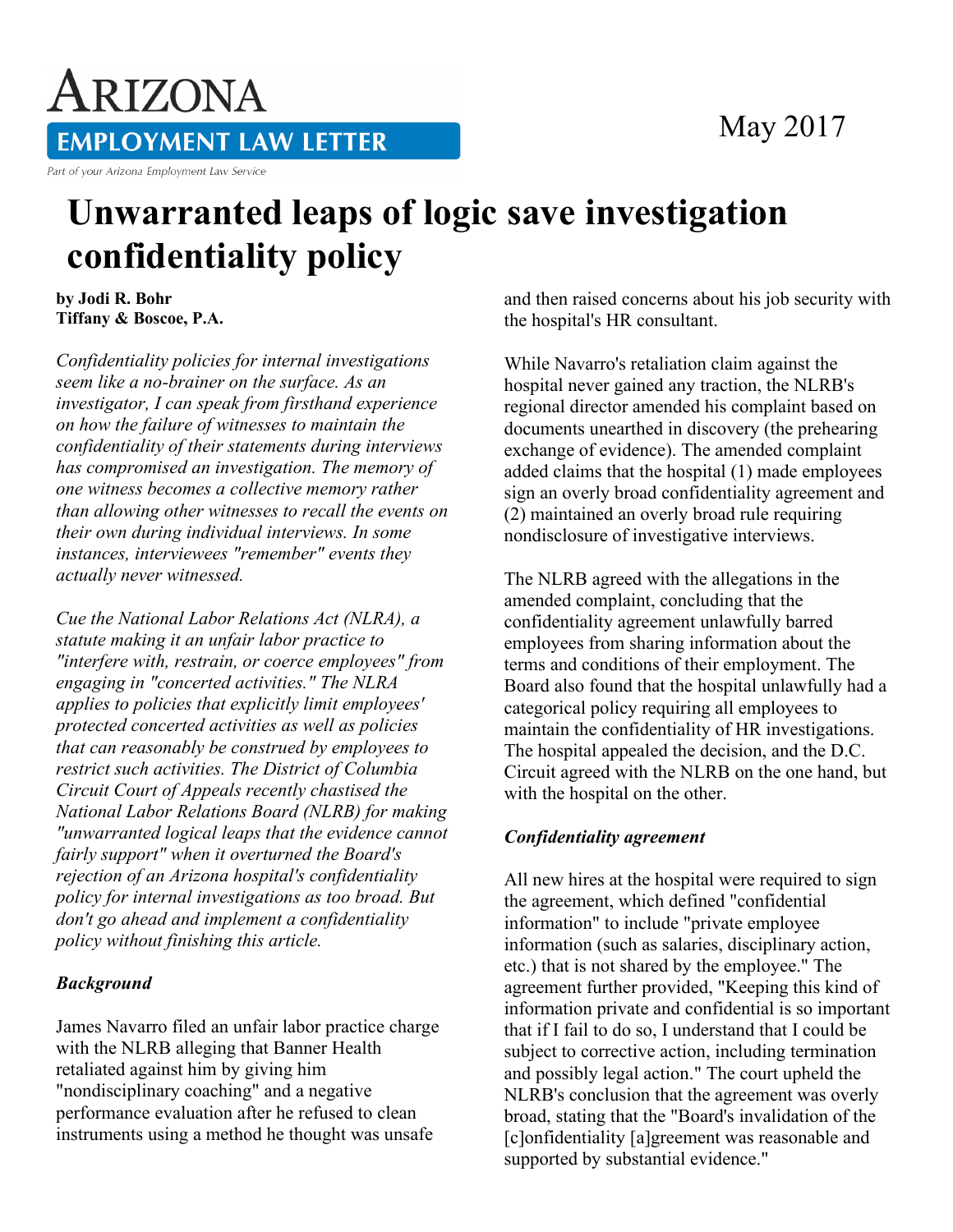# Arizona Employment Law Letter

Part of your Arizona Employment Law Service

May 2017

# Unwarranted leaps of logic save investigation confidentiality policy

**by Jodi R. Bohr**
**Tiffany & Boscoe, P.A.**

*Confidentiality policies for internal investigations seem like a no-brainer on the surface. As an investigator, I can speak from firsthand experience on how the failure of witnesses to maintain the confidentiality of their statements during interviews has compromised an investigation. The memory of one witness becomes a collective memory rather than allowing other witnesses to recall the events on their own during individual interviews. In some instances, interviewees "remember" events they actually never witnessed.*

*Cue the National Labor Relations Act (NLRA), a statute making it an unfair labor practice to "interfere with, restrain, or coerce employees" from engaging in "concerted activities." The NLRA applies to policies that explicitly limit employees' protected concerted activities as well as policies that can reasonably be construed by employees to restrict such activities. The District of Columbia Circuit Court of Appeals recently chastised the National Labor Relations Board (NLRB) for making "unwarranted logical leaps that the evidence cannot fairly support" when it overturned the Board's rejection of an Arizona hospital's confidentiality policy for internal investigations as too broad. But don't go ahead and implement a confidentiality policy without finishing this article.*

### *Background*

James Navarro filed an unfair labor practice charge with the NLRB alleging that Banner Health retaliated against him by giving him "nondisciplinary coaching" and a negative performance evaluation after he refused to clean instruments using a method he thought was unsafe and then raised concerns about his job security with the hospital's HR consultant.

While Navarro's retaliation claim against the hospital never gained any traction, the NLRB's regional director amended his complaint based on documents unearthed in discovery (the prehearing exchange of evidence). The amended complaint added claims that the hospital (1) made employees sign an overly broad confidentiality agreement and (2) maintained an overly broad rule requiring nondisclosure of investigative interviews.

The NLRB agreed with the allegations in the amended complaint, concluding that the confidentiality agreement unlawfully barred employees from sharing information about the terms and conditions of their employment. The Board also found that the hospital unlawfully had a categorical policy requiring all employees to maintain the confidentiality of HR investigations. The hospital appealed the decision, and the D.C. Circuit agreed with the NLRB on the one hand, but with the hospital on the other.

### *Confidentiality agreement*

All new hires at the hospital were required to sign the agreement, which defined "confidential information" to include "private employee information (such as salaries, disciplinary action, etc.) that is not shared by the employee." The agreement further provided, "Keeping this kind of information private and confidential is so important that if I fail to do so, I understand that I could be subject to corrective action, including termination and possibly legal action." The court upheld the NLRB's conclusion that the agreement was overly broad, stating that the "Board's invalidation of the [c]onfidentiality [a]greement was reasonable and supported by substantial evidence."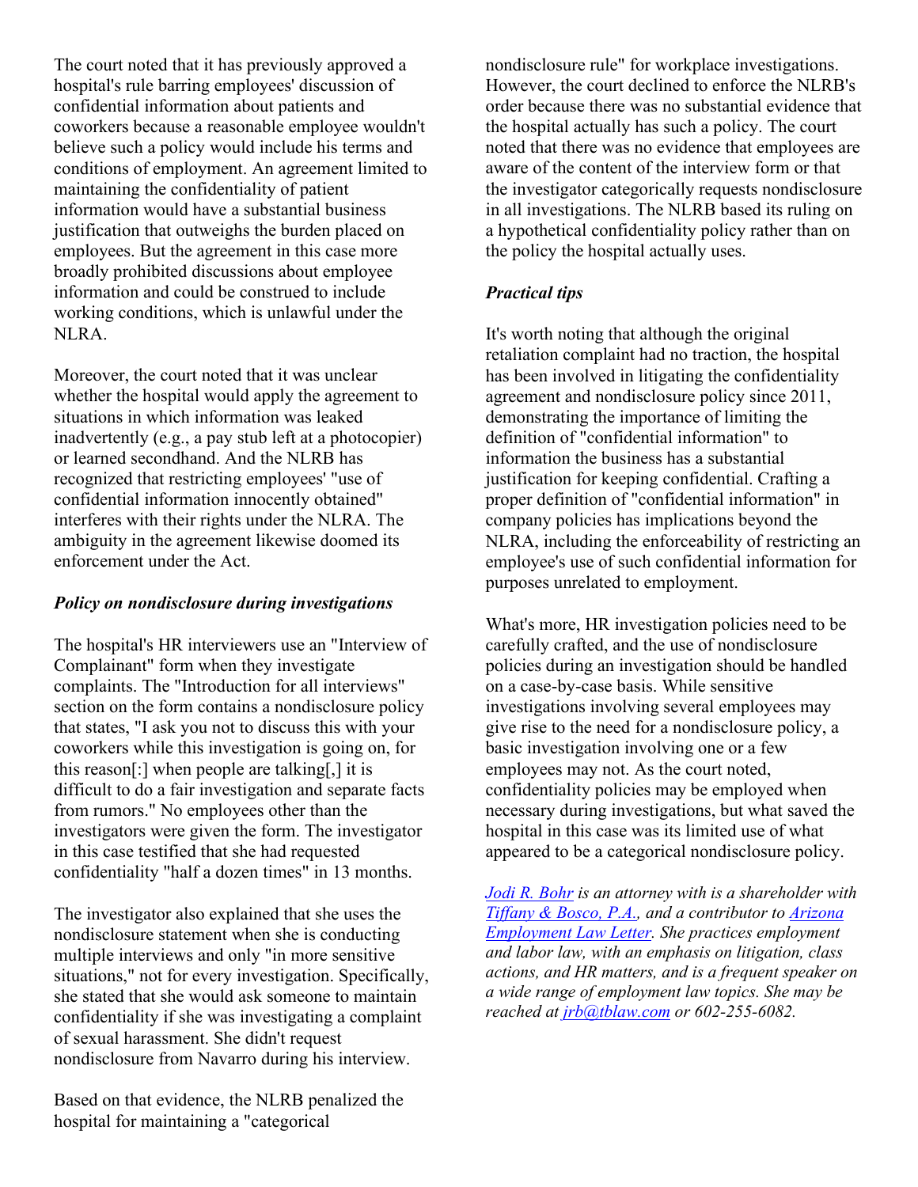The court noted that it has previously approved a hospital's rule barring employees' discussion of confidential information about patients and coworkers because a reasonable employee wouldn't believe such a policy would include his terms and conditions of employment. An agreement limited to maintaining the confidentiality of patient information would have a substantial business justification that outweighs the burden placed on employees. But the agreement in this case more broadly prohibited discussions about employee information and could be construed to include working conditions, which is unlawful under the NLRA.

Moreover, the court noted that it was unclear whether the hospital would apply the agreement to situations in which information was leaked inadvertently (e.g., a pay stub left at a photocopier) or learned secondhand. And the NLRB has recognized that restricting employees' "use of confidential information innocently obtained" interferes with their rights under the NLRA. The ambiguity in the agreement likewise doomed its enforcement under the Act.

***Policy on nondisclosure during investigations***

The hospital's HR interviewers use an "Interview of Complainant" form when they investigate complaints. The "Introduction for all interviews" section on the form contains a nondisclosure policy that states, "I ask you not to discuss this with your coworkers while this investigation is going on, for this reason[:] when people are talking[,] it is difficult to do a fair investigation and separate facts from rumors." No employees other than the investigators were given the form. The investigator in this case testified that she had requested confidentiality "half a dozen times" in 13 months.

The investigator also explained that she uses the nondisclosure statement when she is conducting multiple interviews and only "in more sensitive situations," not for every investigation. Specifically, she stated that she would ask someone to maintain confidentiality if she was investigating a complaint of sexual harassment. She didn't request nondisclosure from Navarro during his interview.

Based on that evidence, the NLRB penalized the hospital for maintaining a "categorical nondisclosure rule" for workplace investigations. However, the court declined to enforce the NLRB's order because there was no substantial evidence that the hospital actually has such a policy. The court noted that there was no evidence that employees are aware of the content of the interview form or that the investigator categorically requests nondisclosure in all investigations. The NLRB based its ruling on a hypothetical confidentiality policy rather than on the policy the hospital actually uses.

***Practical tips***

It's worth noting that although the original retaliation complaint had no traction, the hospital has been involved in litigating the confidentiality agreement and nondisclosure policy since 2011, demonstrating the importance of limiting the definition of "confidential information" to information the business has a substantial justification for keeping confidential. Crafting a proper definition of "confidential information" in company policies has implications beyond the NLRA, including the enforceability of restricting an employee's use of such confidential information for purposes unrelated to employment.

What's more, HR investigation policies need to be carefully crafted, and the use of nondisclosure policies during an investigation should be handled on a case-by-case basis. While sensitive investigations involving several employees may give rise to the need for a nondisclosure policy, a basic investigation involving one or a few employees may not. As the court noted, confidentiality policies may be employed when necessary during investigations, but what saved the hospital in this case was its limited use of what appeared to be a categorical nondisclosure policy.

*Jodi R. Bohr is an attorney with is a shareholder with Tiffany & Bosco, P.A., and a contributor to Arizona Employment Law Letter. She practices employment and labor law, with an emphasis on litigation, class actions, and HR matters, and is a frequent speaker on a wide range of employment law topics. She may be reached at jrb@tblaw.com or 602-255-6082.*